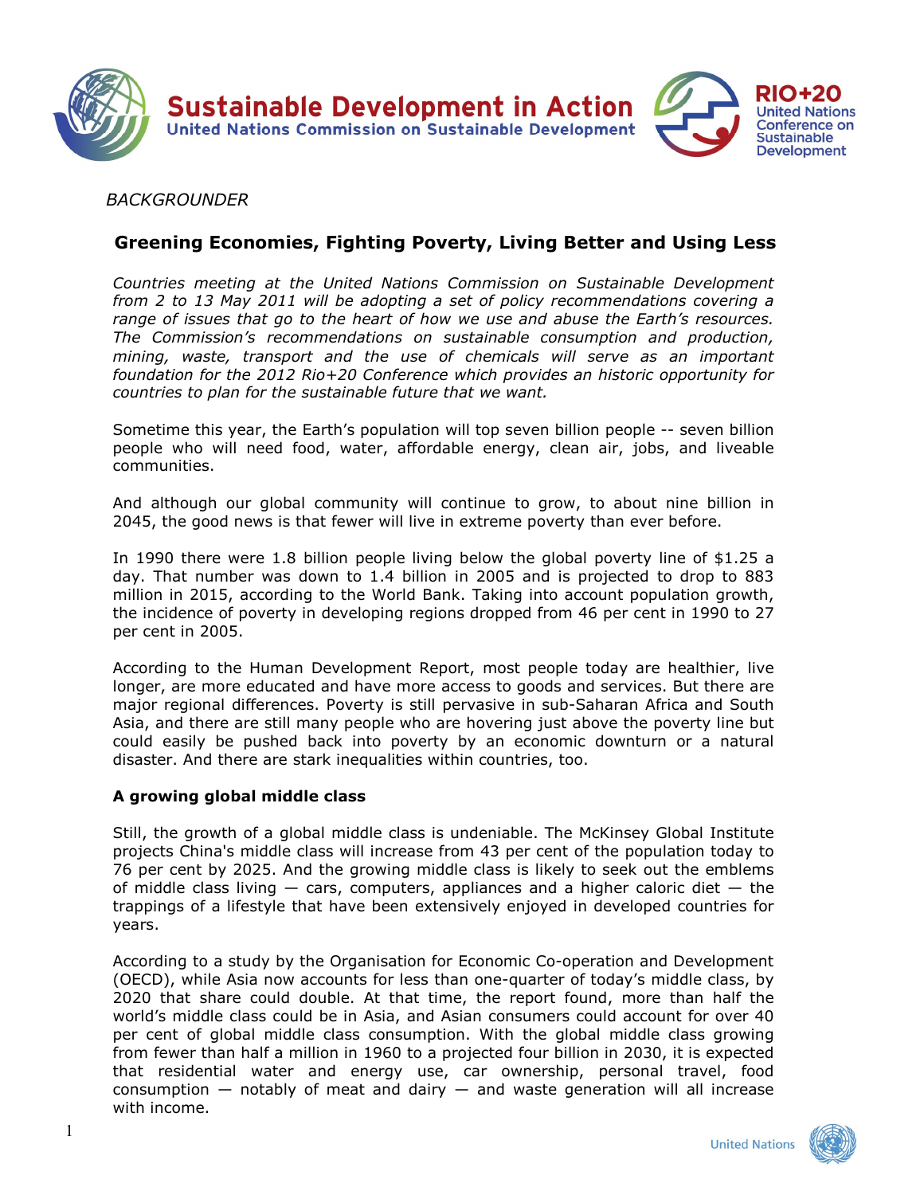**Sustainable Development in Action**
**United Nations Commission on Sustainable Development**

**RIO+20** United Nations Conference on Sustainable Development

*BACKGROUNDER*

## Greening Economies, Fighting Poverty, Living Better and Using Less

*Countries meeting at the United Nations Commission on Sustainable Development from 2 to 13 May 2011 will be adopting a set of policy recommendations covering a range of issues that go to the heart of how we use and abuse the Earth's resources. The Commission's recommendations on sustainable consumption and production, mining, waste, transport and the use of chemicals will serve as an important foundation for the 2012 Rio+20 Conference which provides an historic opportunity for countries to plan for the sustainable future that we want.*

Sometime this year, the Earth's population will top seven billion people -- seven billion people who will need food, water, affordable energy, clean air, jobs, and liveable communities.

And although our global community will continue to grow, to about nine billion in 2045, the good news is that fewer will live in extreme poverty than ever before.

In 1990 there were 1.8 billion people living below the global poverty line of $1.25 a day. That number was down to 1.4 billion in 2005 and is projected to drop to 883 million in 2015, according to the World Bank. Taking into account population growth, the incidence of poverty in developing regions dropped from 46 per cent in 1990 to 27 per cent in 2005.

According to the Human Development Report, most people today are healthier, live longer, are more educated and have more access to goods and services. But there are major regional differences. Poverty is still pervasive in sub-Saharan Africa and South Asia, and there are still many people who are hovering just above the poverty line but could easily be pushed back into poverty by an economic downturn or a natural disaster. And there are stark inequalities within countries, too.

### A growing global middle class

Still, the growth of a global middle class is undeniable. The McKinsey Global Institute projects China's middle class will increase from 43 per cent of the population today to 76 per cent by 2025. And the growing middle class is likely to seek out the emblems of middle class living — cars, computers, appliances and a higher caloric diet — the trappings of a lifestyle that have been extensively enjoyed in developed countries for years.

According to a study by the Organisation for Economic Co-operation and Development (OECD), while Asia now accounts for less than one-quarter of today's middle class, by 2020 that share could double. At that time, the report found, more than half the world's middle class could be in Asia, and Asian consumers could account for over 40 per cent of global middle class consumption. With the global middle class growing from fewer than half a million in 1960 to a projected four billion in 2030, it is expected that residential water and energy use, car ownership, personal travel, food consumption — notably of meat and dairy — and waste generation will all increase with income.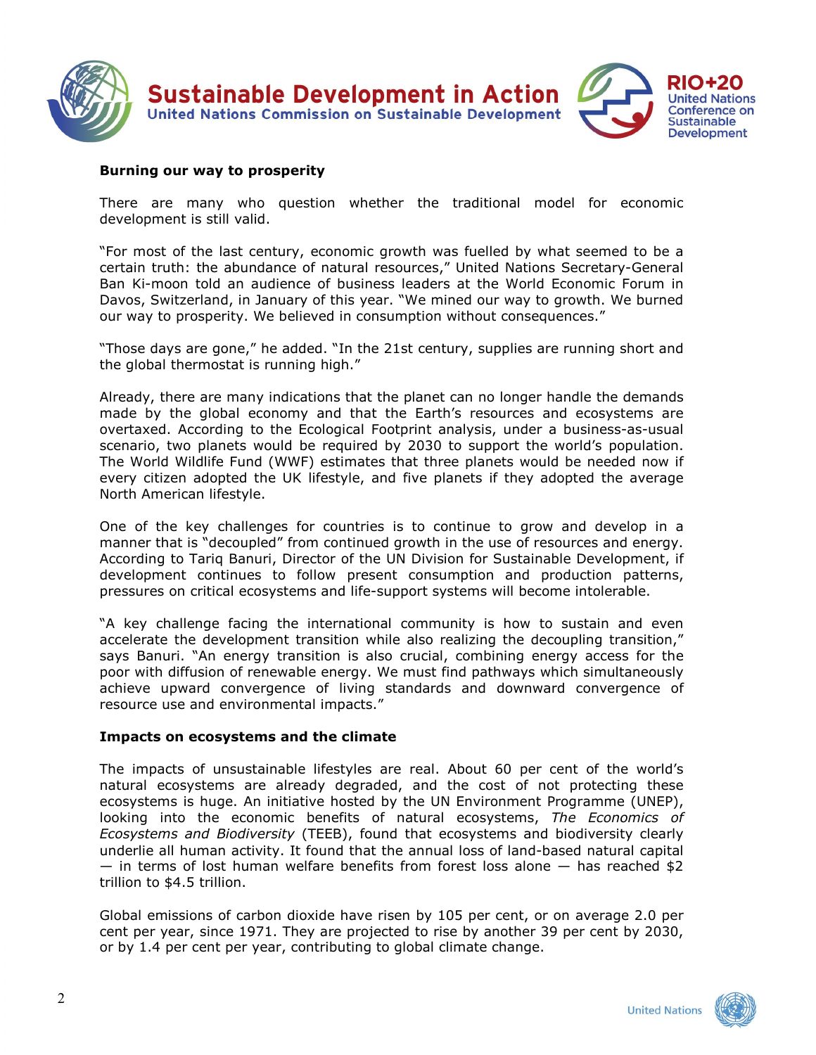**Burning our way to prosperity**

There are many who question whether the traditional model for economic development is still valid.

"For most of the last century, economic growth was fuelled by what seemed to be a certain truth: the abundance of natural resources," United Nations Secretary-General Ban Ki-moon told an audience of business leaders at the World Economic Forum in Davos, Switzerland, in January of this year. "We mined our way to growth. We burned our way to prosperity. We believed in consumption without consequences."

"Those days are gone," he added. "In the 21st century, supplies are running short and the global thermostat is running high."

Already, there are many indications that the planet can no longer handle the demands made by the global economy and that the Earth's resources and ecosystems are overtaxed. According to the Ecological Footprint analysis, under a business-as-usual scenario, two planets would be required by 2030 to support the world's population. The World Wildlife Fund (WWF) estimates that three planets would be needed now if every citizen adopted the UK lifestyle, and five planets if they adopted the average North American lifestyle.

One of the key challenges for countries is to continue to grow and develop in a manner that is "decoupled" from continued growth in the use of resources and energy. According to Tariq Banuri, Director of the UN Division for Sustainable Development, if development continues to follow present consumption and production patterns, pressures on critical ecosystems and life-support systems will become intolerable.

"A key challenge facing the international community is how to sustain and even accelerate the development transition while also realizing the decoupling transition," says Banuri. "An energy transition is also crucial, combining energy access for the poor with diffusion of renewable energy. We must find pathways which simultaneously achieve upward convergence of living standards and downward convergence of resource use and environmental impacts."

**Impacts on ecosystems and the climate**

The impacts of unsustainable lifestyles are real. About 60 per cent of the world's natural ecosystems are already degraded, and the cost of not protecting these ecosystems is huge. An initiative hosted by the UN Environment Programme (UNEP), looking into the economic benefits of natural ecosystems, *The Economics of Ecosystems and Biodiversity* (TEEB), found that ecosystems and biodiversity clearly underlie all human activity. It found that the annual loss of land-based natural capital — in terms of lost human welfare benefits from forest loss alone — has reached $2 trillion to $4.5 trillion.

Global emissions of carbon dioxide have risen by 105 per cent, or on average 2.0 per cent per year, since 1971. They are projected to rise by another 39 per cent by 2030, or by 1.4 per cent per year, contributing to global climate change.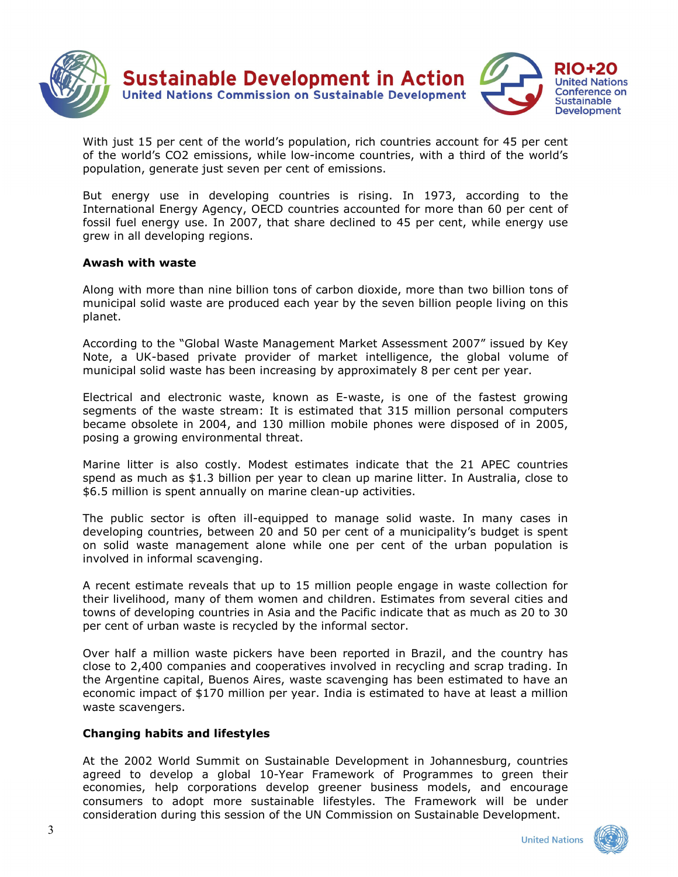With just 15 per cent of the world's population, rich countries account for 45 per cent of the world's $CO_2$ emissions, while low-income countries, with a third of the world's population, generate just seven per cent of emissions.

But energy use in developing countries is rising. In 1973, according to the International Energy Agency, OECD countries accounted for more than 60 per cent of fossil fuel energy use. In 2007, that share declined to 45 per cent, while energy use grew in all developing regions.

**Awash with waste**

Along with more than nine billion tons of carbon dioxide, more than two billion tons of municipal solid waste are produced each year by the seven billion people living on this planet.

According to the "Global Waste Management Market Assessment 2007" issued by Key Note, a UK-based private provider of market intelligence, the global volume of municipal solid waste has been increasing by approximately 8 per cent per year.

Electrical and electronic waste, known as E-waste, is one of the fastest growing segments of the waste stream: It is estimated that 315 million personal computers became obsolete in 2004, and 130 million mobile phones were disposed of in 2005, posing a growing environmental threat.

Marine litter is also costly. Modest estimates indicate that the 21 APEC countries spend as much as $1.3 billion per year to clean up marine litter. In Australia, close to $6.5 million is spent annually on marine clean-up activities.

The public sector is often ill-equipped to manage solid waste. In many cases in developing countries, between 20 and 50 per cent of a municipality's budget is spent on solid waste management alone while one per cent of the urban population is involved in informal scavenging.

A recent estimate reveals that up to 15 million people engage in waste collection for their livelihood, many of them women and children. Estimates from several cities and towns of developing countries in Asia and the Pacific indicate that as much as 20 to 30 per cent of urban waste is recycled by the informal sector.

Over half a million waste pickers have been reported in Brazil, and the country has close to 2,400 companies and cooperatives involved in recycling and scrap trading. In the Argentine capital, Buenos Aires, waste scavenging has been estimated to have an economic impact of $170 million per year. India is estimated to have at least a million waste scavengers.

**Changing habits and lifestyles**

At the 2002 World Summit on Sustainable Development in Johannesburg, countries agreed to develop a global 10-Year Framework of Programmes to green their economies, help corporations develop greener business models, and encourage consumers to adopt more sustainable lifestyles. The Framework will be under consideration during this session of the UN Commission on Sustainable Development.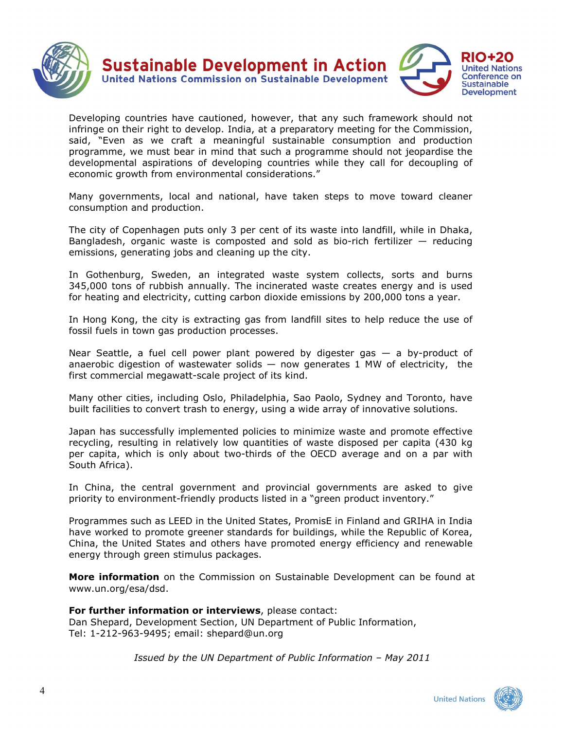Developing countries have cautioned, however, that any such framework should not infringe on their right to develop. India, at a preparatory meeting for the Commission, said, "Even as we craft a meaningful sustainable consumption and production programme, we must bear in mind that such a programme should not jeopardise the developmental aspirations of developing countries while they call for decoupling of economic growth from environmental considerations."

Many governments, local and national, have taken steps to move toward cleaner consumption and production.

The city of Copenhagen puts only 3 per cent of its waste into landfill, while in Dhaka, Bangladesh, organic waste is composted and sold as bio-rich fertilizer — reducing emissions, generating jobs and cleaning up the city.

In Gothenburg, Sweden, an integrated waste system collects, sorts and burns 345,000 tons of rubbish annually. The incinerated waste creates energy and is used for heating and electricity, cutting carbon dioxide emissions by 200,000 tons a year.

In Hong Kong, the city is extracting gas from landfill sites to help reduce the use of fossil fuels in town gas production processes.

Near Seattle, a fuel cell power plant powered by digester gas — a by-product of anaerobic digestion of wastewater solids — now generates 1 MW of electricity, the first commercial megawatt-scale project of its kind.

Many other cities, including Oslo, Philadelphia, Sao Paolo, Sydney and Toronto, have built facilities to convert trash to energy, using a wide array of innovative solutions.

Japan has successfully implemented policies to minimize waste and promote effective recycling, resulting in relatively low quantities of waste disposed per capita (430 kg per capita, which is only about two-thirds of the OECD average and on a par with South Africa).

In China, the central government and provincial governments are asked to give priority to environment-friendly products listed in a "green product inventory."

Programmes such as LEED in the United States, PromisE in Finland and GRIHA in India have worked to promote greener standards for buildings, while the Republic of Korea, China, the United States and others have promoted energy efficiency and renewable energy through green stimulus packages.

**More information** on the Commission on Sustainable Development can be found at www.un.org/esa/dsd.

**For further information or interviews**, please contact:
Dan Shepard, Development Section, UN Department of Public Information,
Tel: 1-212-963-9495; email: shepard@un.org

*Issued by the UN Department of Public Information – May 2011*